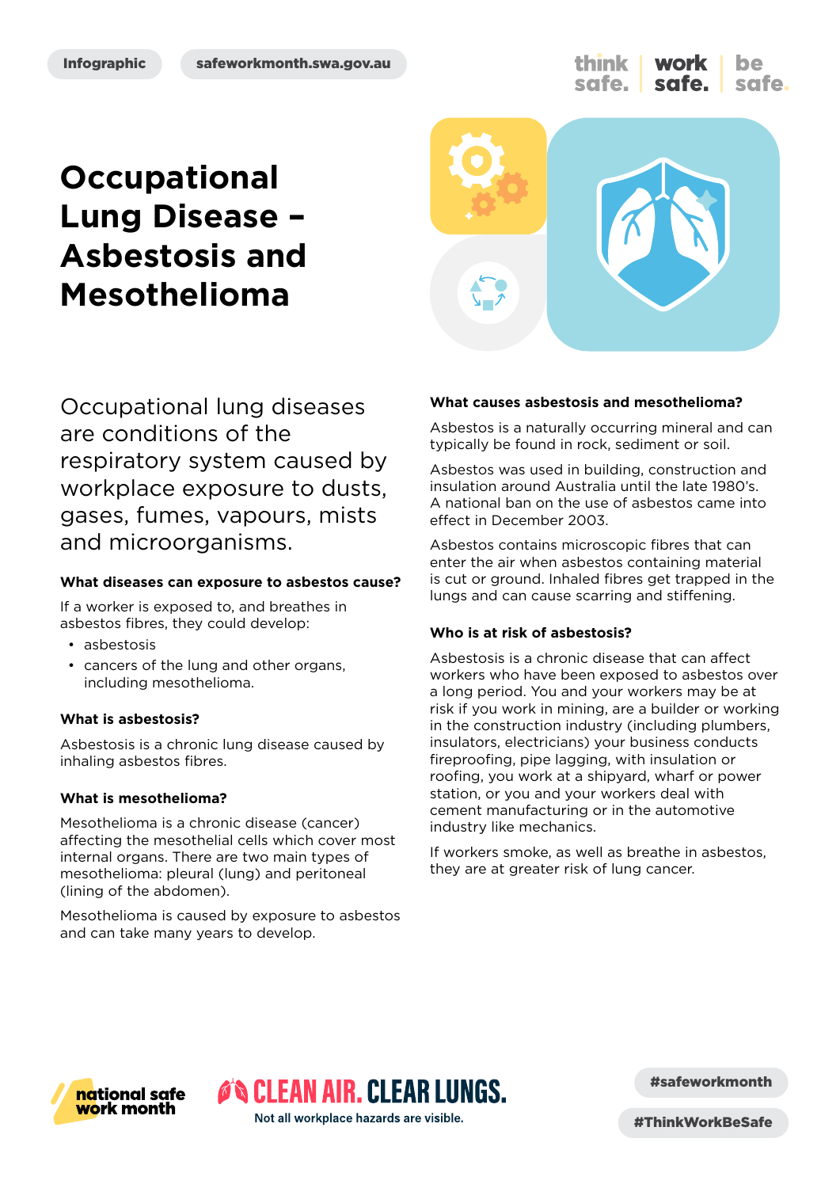Infographic safeworkmonth.swa.gov.au

think safe. work safe. be safe.

# Occupational Lung Disease – Asbestosis and Mesothelioma

Occupational lung diseases are conditions of the respiratory system caused by workplace exposure to dusts, gases, fumes, vapours, mists and microorganisms.

### What diseases can exposure to asbestos cause?

If a worker is exposed to, and breathes in asbestos fibres, they could develop:

- asbestosis
- cancers of the lung and other organs, including mesothelioma.

### What is asbestosis?

Asbestosis is a chronic lung disease caused by inhaling asbestos fibres.

### What is mesothelioma?

Mesothelioma is a chronic disease (cancer) affecting the mesothelial cells which cover most internal organs. There are two main types of mesothelioma: pleural (lung) and peritoneal (lining of the abdomen).

Mesothelioma is caused by exposure to asbestos and can take many years to develop.

### What causes asbestosis and mesothelioma?

Asbestos is a naturally occurring mineral and can typically be found in rock, sediment or soil.

Asbestos was used in building, construction and insulation around Australia until the late 1980's. A national ban on the use of asbestos came into effect in December 2003.

Asbestos contains microscopic fibres that can enter the air when asbestos containing material is cut or ground. Inhaled fibres get trapped in the lungs and can cause scarring and stiffening.

### Who is at risk of asbestosis?

Asbestosis is a chronic disease that can affect workers who have been exposed to asbestos over a long period. You and your workers may be at risk if you work in mining, are a builder or working in the construction industry (including plumbers, insulators, electricians) your business conducts fireproofing, pipe lagging, with insulation or roofing, you work at a shipyard, wharf or power station, or you and your workers deal with cement manufacturing or in the automotive industry like mechanics.

If workers smoke, as well as breathe in asbestos, they are at greater risk of lung cancer.

national safe work month

CLEAN AIR. CLEAR LUNGS.
Not all workplace hazards are visible.

#safeworkmonth

#ThinkWorkBeSafe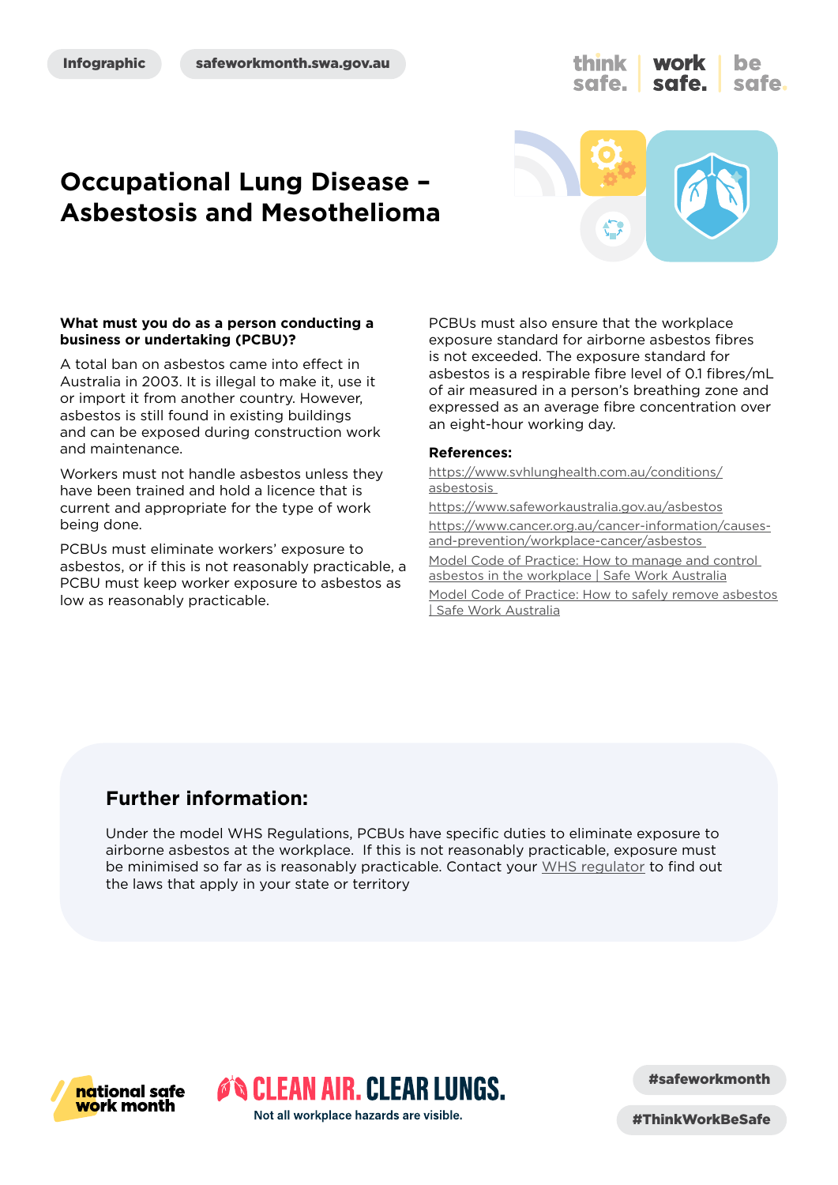# Occupational Lung Disease – Asbestosis and Mesothelioma

**What must you do as a person conducting a business or undertaking (PCBU)?**

A total ban on asbestos came into effect in Australia in 2003. It is illegal to make it, use it or import it from another country. However, asbestos is still found in existing buildings and can be exposed during construction work and maintenance.

Workers must not handle asbestos unless they have been trained and hold a licence that is current and appropriate for the type of work being done.

PCBUs must eliminate workers' exposure to asbestos, or if this is not reasonably practicable, a PCBU must keep worker exposure to asbestos as low as reasonably practicable.

PCBUs must also ensure that the workplace exposure standard for airborne asbestos fibres is not exceeded. The exposure standard for asbestos is a respirable fibre level of 0.1 fibres/mL of air measured in a person's breathing zone and expressed as an average fibre concentration over an eight-hour working day.

**References:**

https://www.svhlunghealth.com.au/conditions/asbestosis

https://www.safeworkaustralia.gov.au/asbestos

https://www.cancer.org.au/cancer-information/causes-and-prevention/workplace-cancer/asbestos

Model Code of Practice: How to manage and control asbestos in the workplace | Safe Work Australia

Model Code of Practice: How to safely remove asbestos | Safe Work Australia

## Further information:

Under the model WHS Regulations, PCBUs have specific duties to eliminate exposure to airborne asbestos at the workplace. If this is not reasonably practicable, exposure must be minimised so far as is reasonably practicable. Contact your WHS regulator to find out the laws that apply in your state or territory

national safe work month

CLEAN AIR. CLEAR LUNGS.
Not all workplace hazards are visible.

#safeworkmonth

#ThinkWorkBeSafe